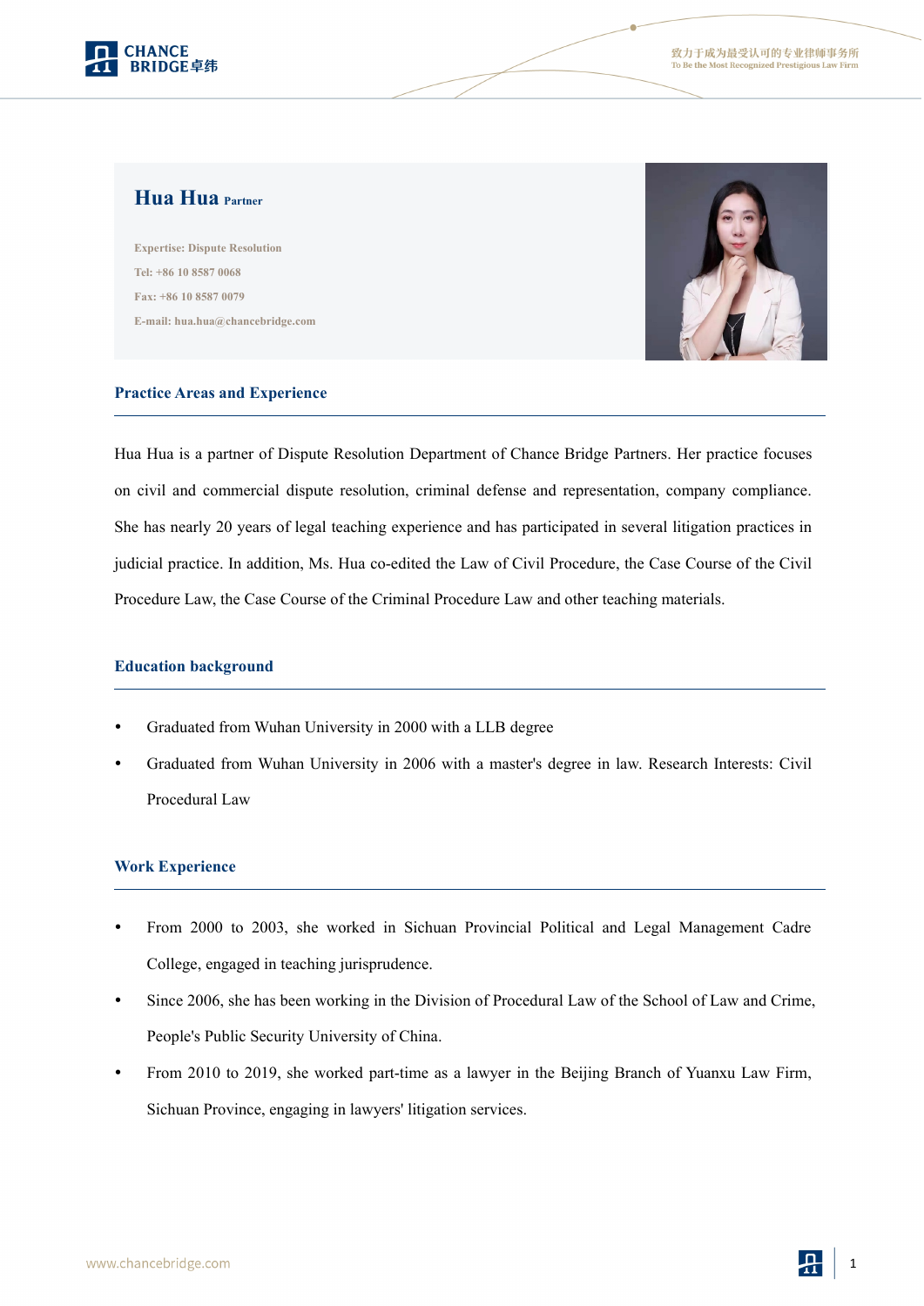# Hua Hua Partner

Expertise: Dispute Resolution

Tel: +86 10 8587 0068

Fax: +86 10 8587 0079

E-mail: hua.hua@chancebridge.com

## Practice Areas and Experience

Hua Hua is a partner of Dispute Resolution Department of Chance Bridge Partners. Her practice focuses on civil and commercial dispute resolution, criminal defense and representation, company compliance. She has nearly 20 years of legal teaching experience and has participated in several litigation practices in judicial practice. In addition, Ms. Hua co-edited the Law of Civil Procedure, the Case Course of the Civil Procedure Law, the Case Course of the Criminal Procedure Law and other teaching materials.

## Education background

- Graduated from Wuhan University in 2000 with a LLB degree
- Graduated from Wuhan University in 2006 with a master's degree in law. Research Interests: Civil Procedural Law

## Work Experience

- From 2000 to 2003, she worked in Sichuan Provincial Political and Legal Management Cadre College, engaged in teaching jurisprudence.
- Since 2006, she has been working in the Division of Procedural Law of the School of Law and Crime, People's Public Security University of China.
- From 2010 to 2019, she worked part-time as a lawyer in the Beijing Branch of Yuanxu Law Firm, Sichuan Province, engaging in lawyers' litigation services.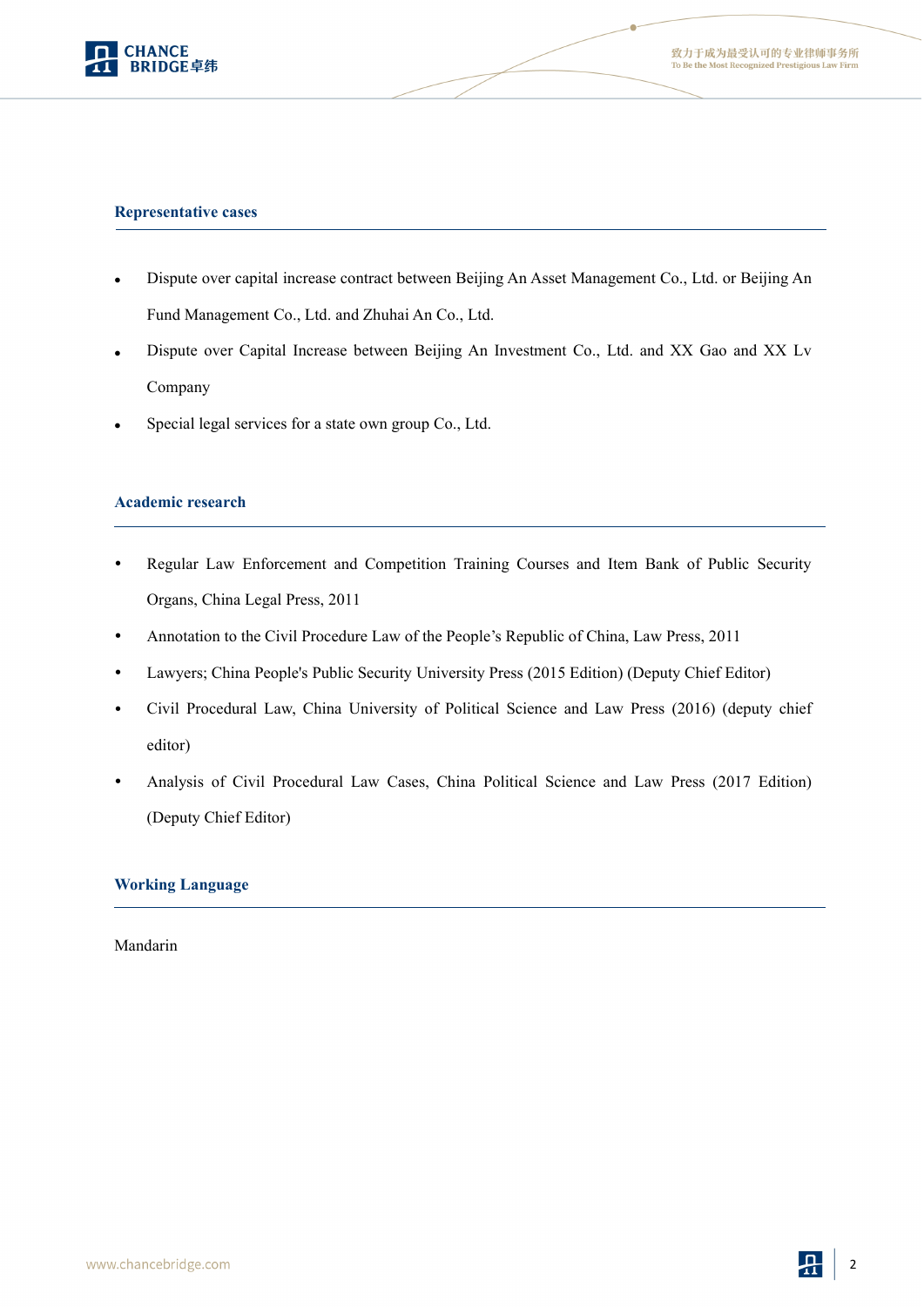## Representative cases

- Dispute over capital increase contract between Beijing An Asset Management Co., Ltd. or Beijing An Fund Management Co., Ltd. and Zhuhai An Co., Ltd.
- Dispute over Capital Increase between Beijing An Investment Co., Ltd. and XX Gao and XX Lv Company
- Special legal services for a state own group Co., Ltd.

## Academic research

- Regular Law Enforcement and Competition Training Courses and Item Bank of Public Security Organs, China Legal Press, 2011
- Annotation to the Civil Procedure Law of the People's Republic of China, Law Press, 2011
- Lawyers; China People's Public Security University Press (2015 Edition) (Deputy Chief Editor)
- Civil Procedural Law, China University of Political Science and Law Press (2016) (deputy chief editor)
- Analysis of Civil Procedural Law Cases, China Political Science and Law Press (2017 Edition) (Deputy Chief Editor)

## Working Language

Mandarin